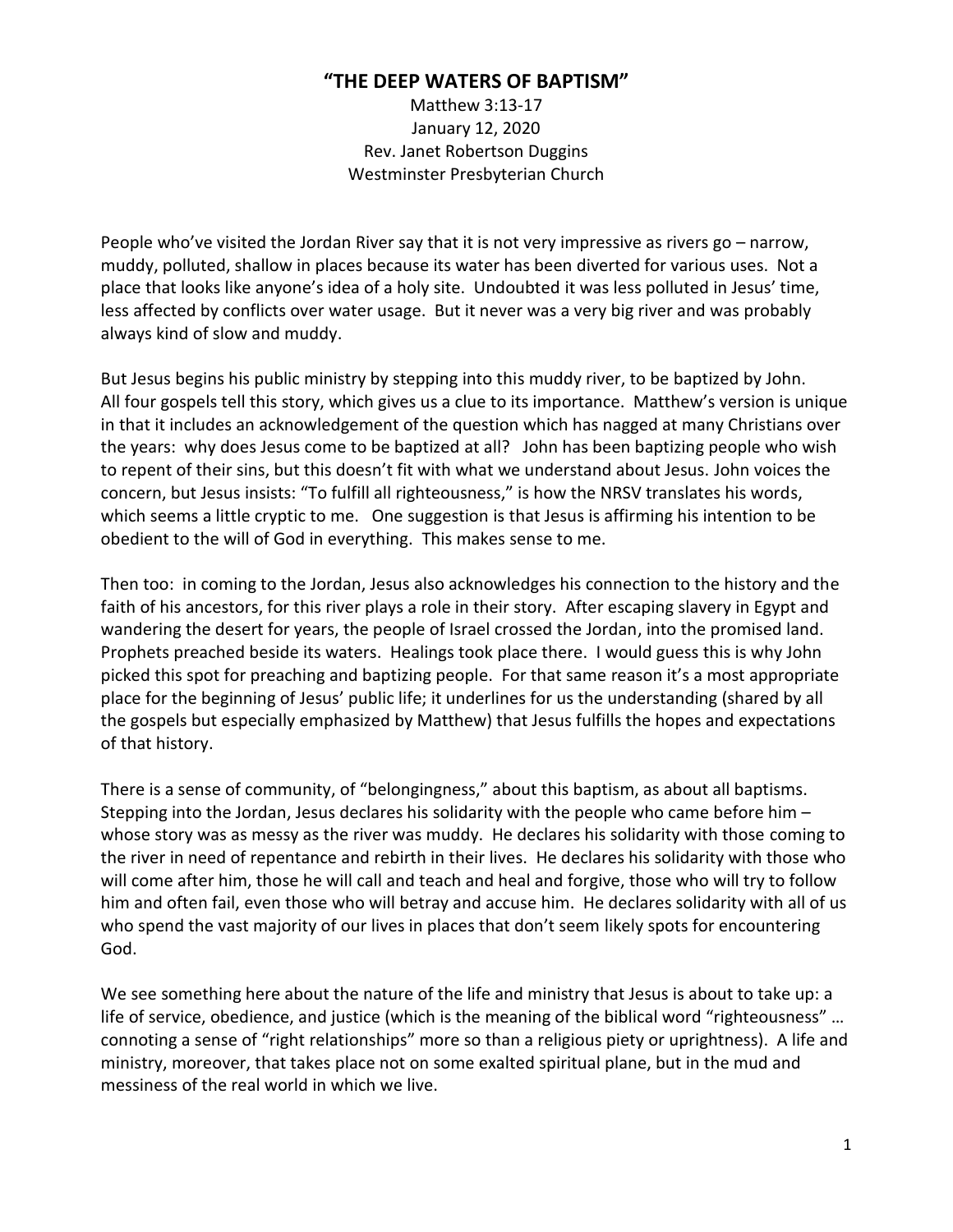# "THE DEEP WATERS OF BAPTISM"

Matthew 3:13-17
January 12, 2020
Rev. Janet Robertson Duggins
Westminster Presbyterian Church

People who've visited the Jordan River say that it is not very impressive as rivers go – narrow, muddy, polluted, shallow in places because its water has been diverted for various uses. Not a place that looks like anyone's idea of a holy site. Undoubted it was less polluted in Jesus' time, less affected by conflicts over water usage. But it never was a very big river and was probably always kind of slow and muddy.

But Jesus begins his public ministry by stepping into this muddy river, to be baptized by John. All four gospels tell this story, which gives us a clue to its importance. Matthew's version is unique in that it includes an acknowledgement of the question which has nagged at many Christians over the years: why does Jesus come to be baptized at all? John has been baptizing people who wish to repent of their sins, but this doesn't fit with what we understand about Jesus. John voices the concern, but Jesus insists: "To fulfill all righteousness," is how the NRSV translates his words, which seems a little cryptic to me. One suggestion is that Jesus is affirming his intention to be obedient to the will of God in everything. This makes sense to me.

Then too: in coming to the Jordan, Jesus also acknowledges his connection to the history and the faith of his ancestors, for this river plays a role in their story. After escaping slavery in Egypt and wandering the desert for years, the people of Israel crossed the Jordan, into the promised land. Prophets preached beside its waters. Healings took place there. I would guess this is why John picked this spot for preaching and baptizing people. For that same reason it's a most appropriate place for the beginning of Jesus' public life; it underlines for us the understanding (shared by all the gospels but especially emphasized by Matthew) that Jesus fulfills the hopes and expectations of that history.

There is a sense of community, of "belongingness," about this baptism, as about all baptisms. Stepping into the Jordan, Jesus declares his solidarity with the people who came before him – whose story was as messy as the river was muddy. He declares his solidarity with those coming to the river in need of repentance and rebirth in their lives. He declares his solidarity with those who will come after him, those he will call and teach and heal and forgive, those who will try to follow him and often fail, even those who will betray and accuse him. He declares solidarity with all of us who spend the vast majority of our lives in places that don't seem likely spots for encountering God.

We see something here about the nature of the life and ministry that Jesus is about to take up: a life of service, obedience, and justice (which is the meaning of the biblical word "righteousness" … connoting a sense of "right relationships" more so than a religious piety or uprightness). A life and ministry, moreover, that takes place not on some exalted spiritual plane, but in the mud and messiness of the real world in which we live.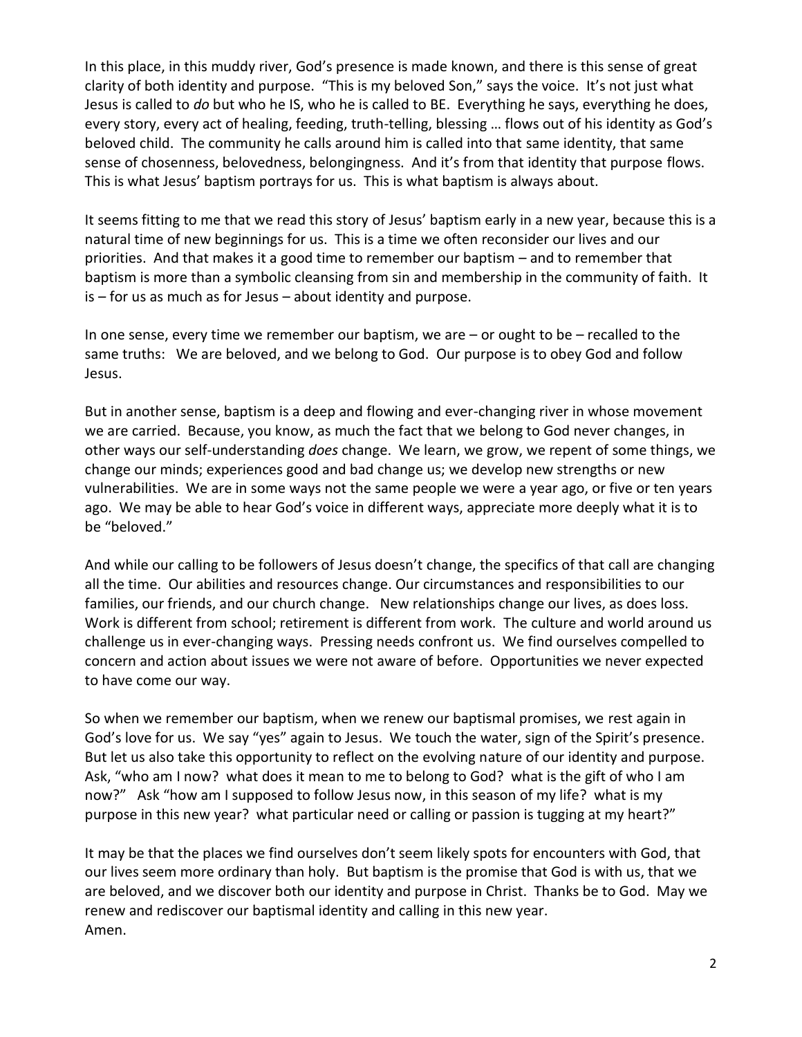In this place, in this muddy river, God's presence is made known, and there is this sense of great clarity of both identity and purpose. "This is my beloved Son," says the voice. It's not just what Jesus is called to *do* but who he IS, who he is called to BE. Everything he says, everything he does, every story, every act of healing, feeding, truth-telling, blessing … flows out of his identity as God's beloved child. The community he calls around him is called into that same identity, that same sense of chosenness, belovedness, belongingness. And it's from that identity that purpose flows. This is what Jesus' baptism portrays for us. This is what baptism is always about.

It seems fitting to me that we read this story of Jesus' baptism early in a new year, because this is a natural time of new beginnings for us. This is a time we often reconsider our lives and our priorities. And that makes it a good time to remember our baptism – and to remember that baptism is more than a symbolic cleansing from sin and membership in the community of faith. It is – for us as much as for Jesus – about identity and purpose.

In one sense, every time we remember our baptism, we are – or ought to be – recalled to the same truths: We are beloved, and we belong to God. Our purpose is to obey God and follow Jesus.

But in another sense, baptism is a deep and flowing and ever-changing river in whose movement we are carried. Because, you know, as much the fact that we belong to God never changes, in other ways our self-understanding *does* change. We learn, we grow, we repent of some things, we change our minds; experiences good and bad change us; we develop new strengths or new vulnerabilities. We are in some ways not the same people we were a year ago, or five or ten years ago. We may be able to hear God's voice in different ways, appreciate more deeply what it is to be "beloved."

And while our calling to be followers of Jesus doesn't change, the specifics of that call are changing all the time. Our abilities and resources change. Our circumstances and responsibilities to our families, our friends, and our church change. New relationships change our lives, as does loss. Work is different from school; retirement is different from work. The culture and world around us challenge us in ever-changing ways. Pressing needs confront us. We find ourselves compelled to concern and action about issues we were not aware of before. Opportunities we never expected to have come our way.

So when we remember our baptism, when we renew our baptismal promises, we rest again in God's love for us. We say "yes" again to Jesus. We touch the water, sign of the Spirit's presence. But let us also take this opportunity to reflect on the evolving nature of our identity and purpose. Ask, "who am I now? what does it mean to me to belong to God? what is the gift of who I am now?" Ask "how am I supposed to follow Jesus now, in this season of my life? what is my purpose in this new year? what particular need or calling or passion is tugging at my heart?"

It may be that the places we find ourselves don't seem likely spots for encounters with God, that our lives seem more ordinary than holy. But baptism is the promise that God is with us, that we are beloved, and we discover both our identity and purpose in Christ. Thanks be to God. May we renew and rediscover our baptismal identity and calling in this new year.
Amen.